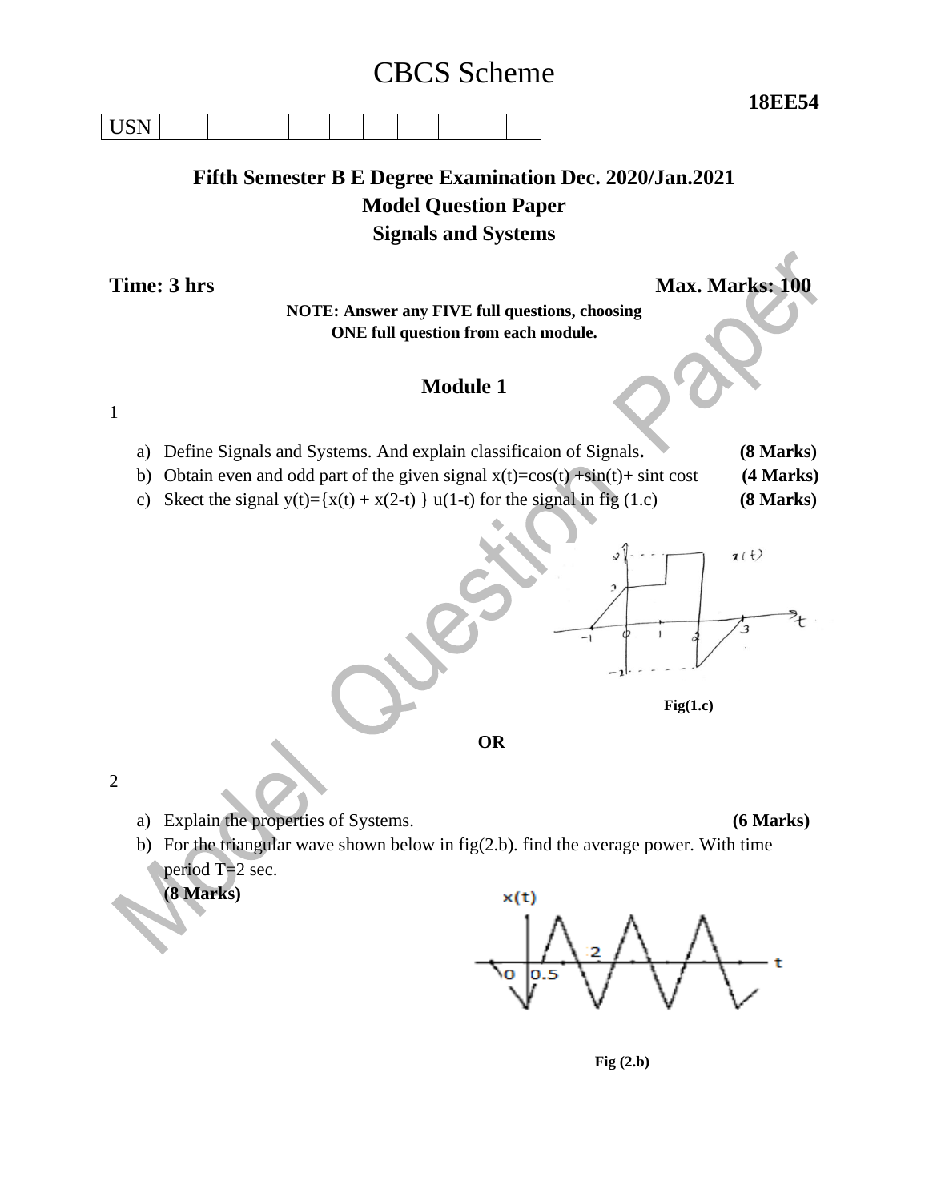# CBCS Scheme

**18EE54**

| USN | | | | | | | | | | |
|---|---|---|---|---|---|---|---|---|---|---|

## Fifth Semester B E Degree Examination Dec. 2020/Jan.2021
## Model Question Paper
## Signals and Systems

**Time: 3 hrs** **Max. Marks: 100**

**NOTE: Answer any FIVE full questions, choosing ONE full question from each module.**

### Module 1

1

a) Define Signals and Systems. And explain classificaion of Signals. **(8 Marks)**

b) Obtain even and odd part of the given signal x(t)=cos(t) +sin(t)+ sint cost **(4 Marks)**

c) Skect the signal y(t)={x(t) + x(2-t) } u(1-t) for the signal in fig (1.c) **(8 Marks)**

**Fig(1.c)**

**OR**

2

a) Explain the properties of Systems. **(6 Marks)**

b) For the triangular wave shown below in fig(2.b). find the average power. With time period T=2 sec. **(8 Marks)**

**Fig (2.b)**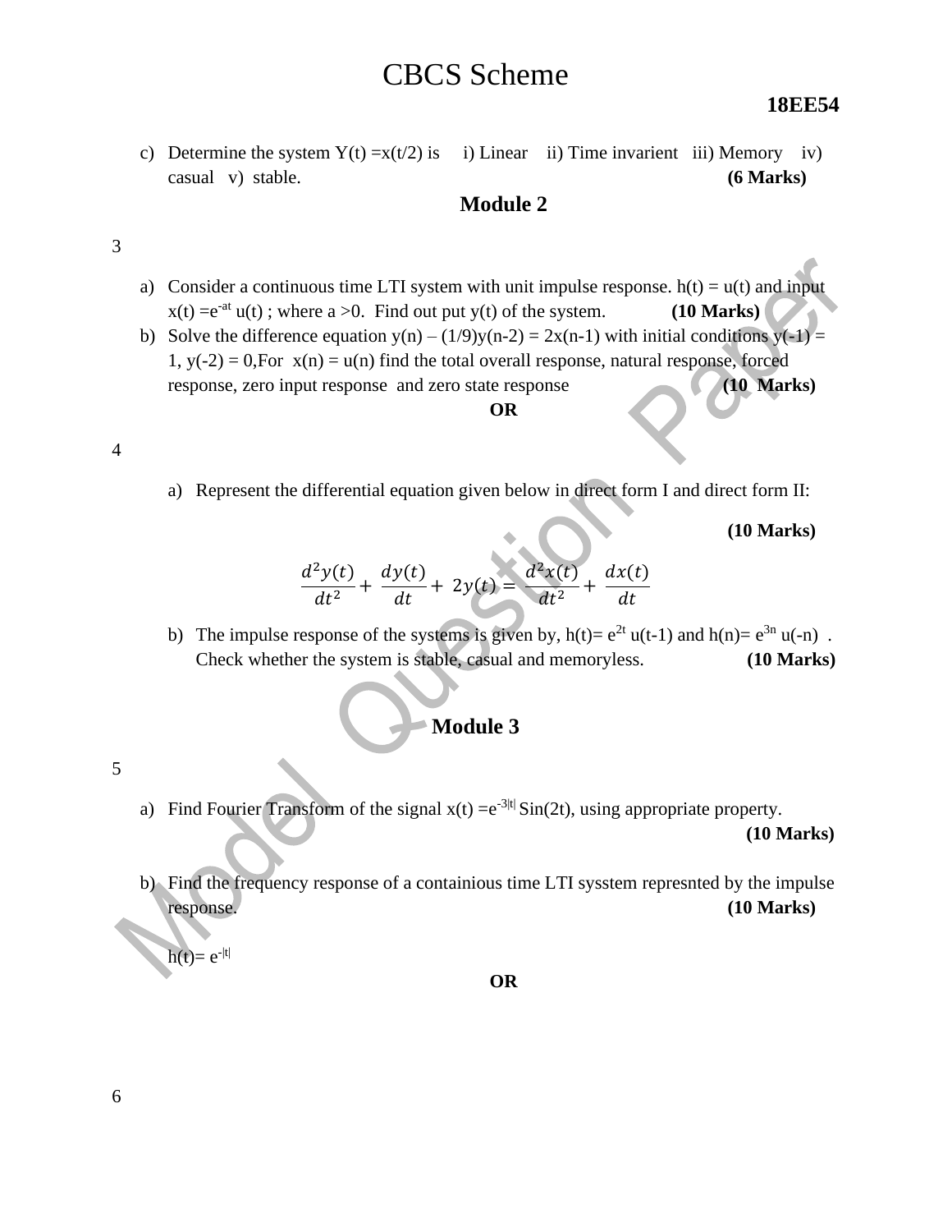c) Determine the system Y(t) =x(t/2) is i) Linear ii) Time invarient iii) Memory iv) casual v) stable. **(6 Marks)**

## Module 2

3

a) Consider a continuous time LTI system with unit impulse response. h(t) = u(t) and input $x(t) = e^{-at} u(t)$ ; where a >0. Find out put y(t) of the system. **(10 Marks)**

b) Solve the difference equation y(n) – (1/9)y(n-2) = 2x(n-1) with initial conditions y(-1) = 1, y(-2) = 0,For x(n) = u(n) find the total overall response, natural response, forced response, zero input response and zero state response **(10 Marks)**

**OR**

4

a) Represent the differential equation given below in direct form I and direct form II: **(10 Marks)**

$$\frac{d^2y(t)}{dt^2} + \frac{dy(t)}{dt} + 2y(t) = \frac{d^2x(t)}{dt^2} + \frac{dx(t)}{dt}$$

b) The impulse response of the systems is given by, $h(t)= e^{2t} u(t-1)$ and $h(n)= e^{3n} u(-n)$ . Check whether the system is stable, casual and memoryless. **(10 Marks)**

## Module 3

5

a) Find Fourier Transform of the signal $x(t) = e^{-3|t|} \text{Sin}(2t)$, using appropriate property. **(10 Marks)**

b) Find the frequency response of a containious time LTI sysstem represnted by the impulse response. **(10 Marks)**

$h(t)= e^{-|t|}$

**OR**

6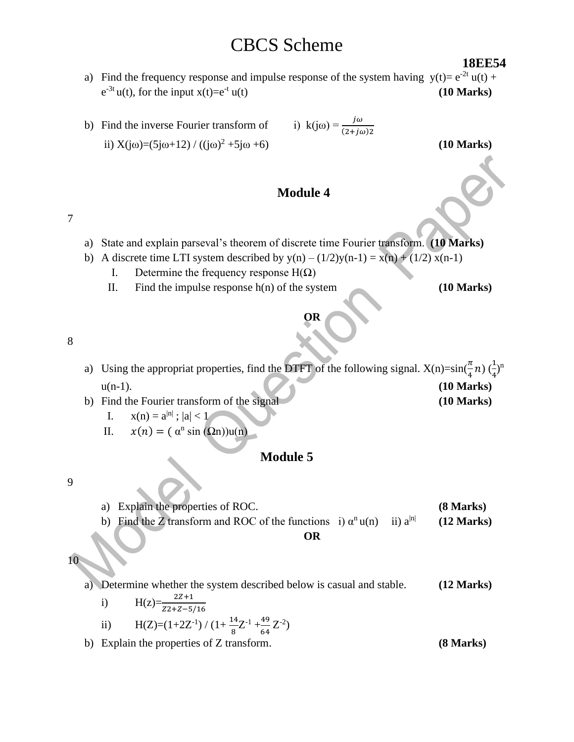a) Find the frequency response and impulse response of the system having $y(t) = e^{-2t}u(t) + e^{-3t}u(t)$, for the input $x(t) = e^{-t}u(t)$ **(10 Marks)**

b) Find the inverse Fourier transform of i) $k(j\omega) = \frac{j\omega}{(2+j\omega)2}$

ii) $X(j\omega) = (5j\omega + 12) / ((j\omega)^2 + 5j\omega + 6)$ **(10 Marks)**

## Module 4

7

a) State and explain parseval's theorem of discrete time Fourier transform. **(10 Marks)**

b) A discrete time LTI system described by $y(n) - (1/2)y(n-1) = x(n) + (1/2)x(n-1)$

I. Determine the frequency response $H(\Omega)$

II. Find the impulse response h(n) of the system **(10 Marks)**

**OR**

8

a) Using the appropriat properties, find the DTFT of the following signal. $X(n) = \sin(\frac{\pi}{4}n)\,(\frac{1}{4})^n\,u(n-1)$. **(10 Marks)**

b) Find the Fourier transform of the signal **(10 Marks)**

I. $x(n) = a^{|n|}$ ; $|a| < 1$

II. $x(n) = (\alpha^n \sin(\Omega n))u(n)$

## Module 5

9

a) Explain the properties of ROC. **(8 Marks)**

b) Find the Z transform and ROC of the functions i) $\alpha^n u(n)$ ii) $a^{|n|}$ **(12 Marks)**

**OR**

10

a) Determine whether the system described below is casual and stable. **(12 Marks)**

i) $H(z) = \frac{2Z+1}{Z2+Z-5/16}$

ii) $H(Z) = (1+2Z^{-1}) / (1 + \frac{14}{8}Z^{-1} + \frac{49}{64}Z^{-2})$

b) Explain the properties of Z transform. **(8 Marks)**